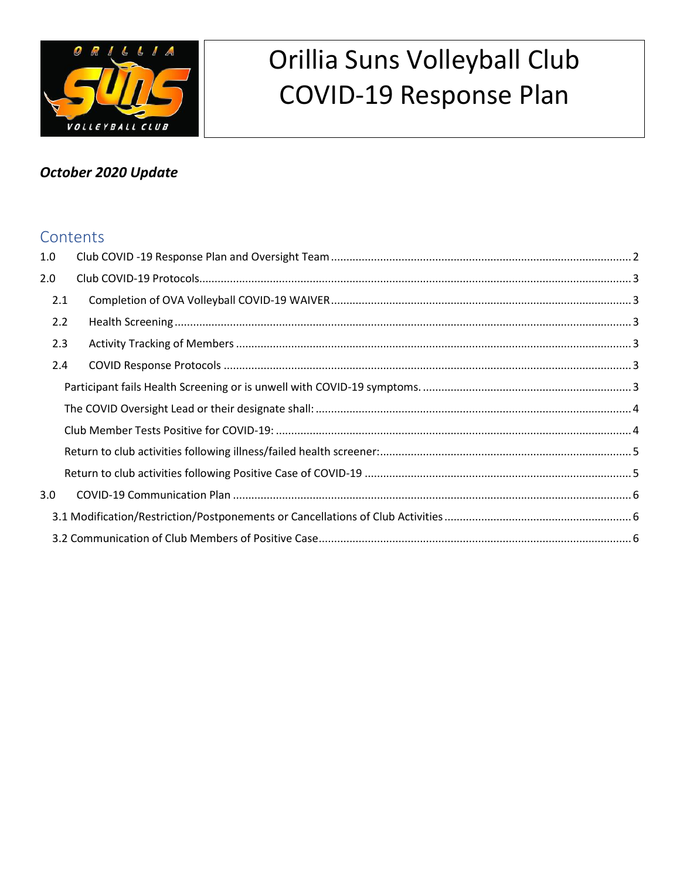# Orillia Suns Volleyball Club COVID-19 Response Plan

***October 2020 Update***

## Contents

1.0 Club COVID -19 Response Plan and Oversight Team ..... 2

2.0 Club COVID-19 Protocols..... 3

- 2.1 Completion of OVA Volleyball COVID-19 WAIVER ..... 3
- 2.2 Health Screening ..... 3
- 2.3 Activity Tracking of Members ..... 3
- 2.4 COVID Response Protocols ..... 3
  - Participant fails Health Screening or is unwell with COVID-19 symptoms. ..... 3
  - The COVID Oversight Lead or their designate shall: ..... 4
  - Club Member Tests Positive for COVID-19: ..... 4
  - Return to club activities following illness/failed health screener: ..... 5
  - Return to club activities following Positive Case of COVID-19 ..... 5

3.0 COVID-19 Communication Plan ..... 6

- 3.1 Modification/Restriction/Postponements or Cancellations of Club Activities ..... 6
- 3.2 Communication of Club Members of Positive Case ..... 6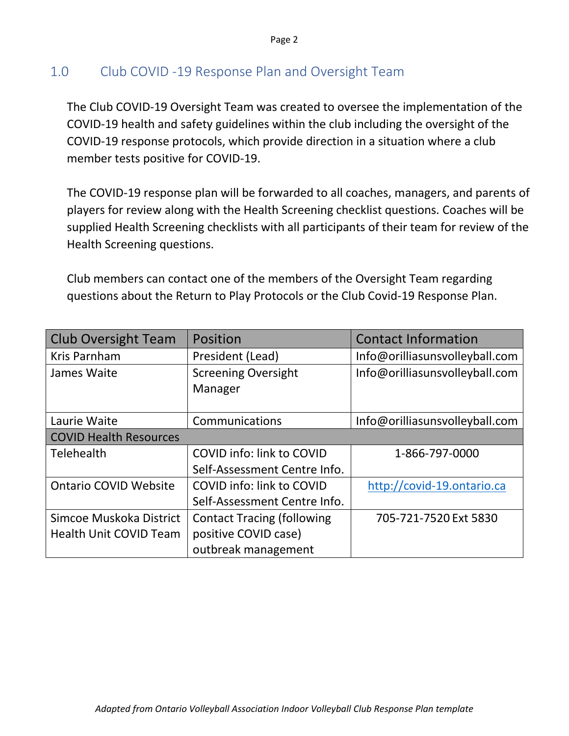## 1.0 Club COVID -19 Response Plan and Oversight Team

The Club COVID-19 Oversight Team was created to oversee the implementation of the COVID-19 health and safety guidelines within the club including the oversight of the COVID-19 response protocols, which provide direction in a situation where a club member tests positive for COVID-19.

The COVID-19 response plan will be forwarded to all coaches, managers, and parents of players for review along with the Health Screening checklist questions. Coaches will be supplied Health Screening checklists with all participants of their team for review of the Health Screening questions.

Club members can contact one of the members of the Oversight Team regarding questions about the Return to Play Protocols or the Club Covid-19 Response Plan.

| Club Oversight Team | Position | Contact Information |
| --- | --- | --- |
| Kris Parnham | President (Lead) | Info@orilliasunsvolleyball.com |
| James Waite | Screening Oversight Manager | Info@orilliasunsvolleyball.com |
| Laurie Waite | Communications | Info@orilliasunsvolleyball.com |
| COVID Health Resources | | |
| Telehealth | COVID info: link to COVID Self-Assessment Centre Info. | 1-866-797-0000 |
| Ontario COVID Website | COVID info: link to COVID Self-Assessment Centre Info. | http://covid-19.ontario.ca |
| Simcoe Muskoka District Health Unit COVID Team | Contact Tracing (following positive COVID case) outbreak management | 705-721-7520 Ext 5830 |

*Adapted from Ontario Volleyball Association Indoor Volleyball Club Response Plan template*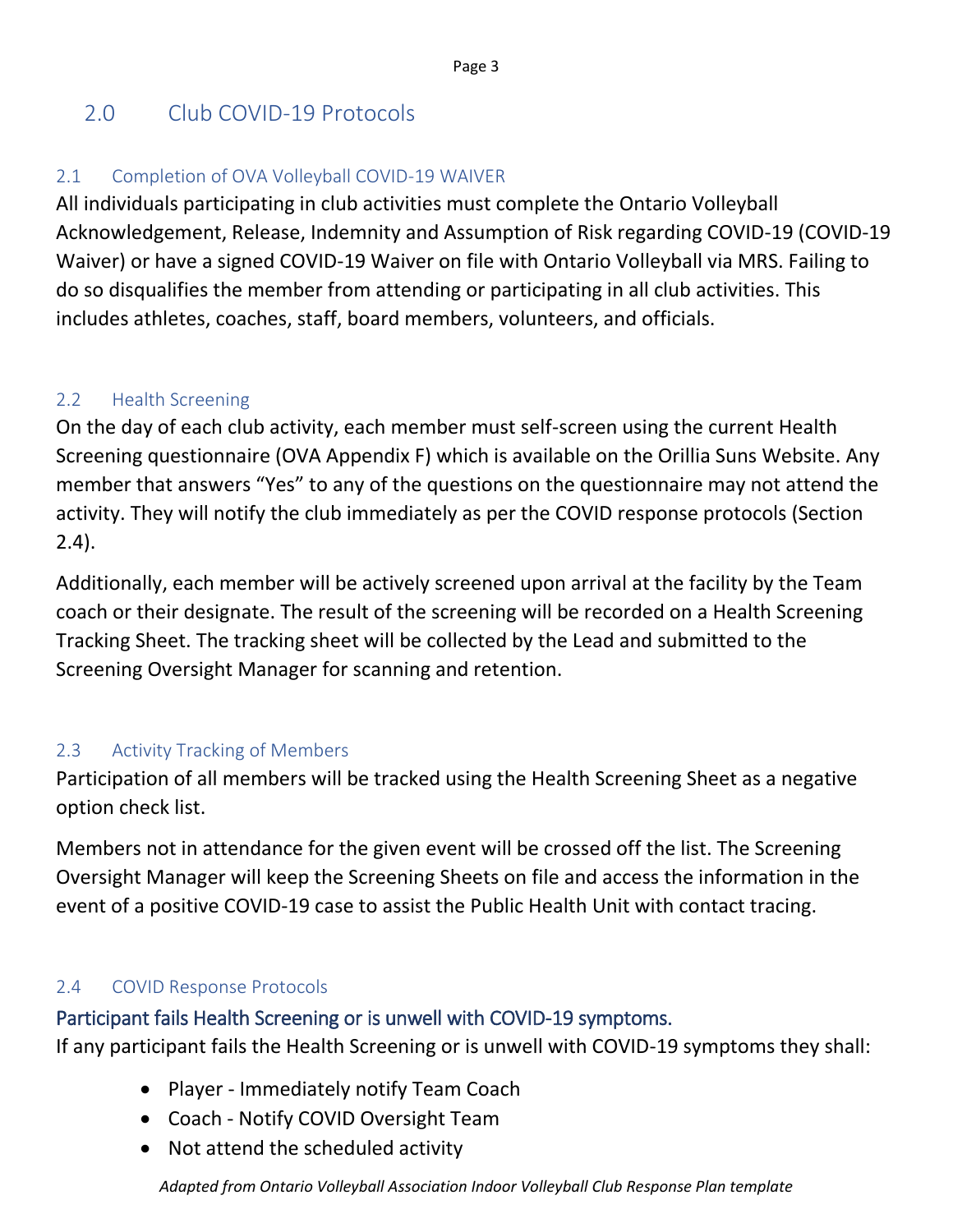## 2.0 Club COVID-19 Protocols

### 2.1 Completion of OVA Volleyball COVID-19 WAIVER

All individuals participating in club activities must complete the Ontario Volleyball Acknowledgement, Release, Indemnity and Assumption of Risk regarding COVID-19 (COVID-19 Waiver) or have a signed COVID-19 Waiver on file with Ontario Volleyball via MRS. Failing to do so disqualifies the member from attending or participating in all club activities. This includes athletes, coaches, staff, board members, volunteers, and officials.

### 2.2 Health Screening

On the day of each club activity, each member must self-screen using the current Health Screening questionnaire (OVA Appendix F) which is available on the Orillia Suns Website. Any member that answers "Yes" to any of the questions on the questionnaire may not attend the activity. They will notify the club immediately as per the COVID response protocols (Section 2.4).

Additionally, each member will be actively screened upon arrival at the facility by the Team coach or their designate. The result of the screening will be recorded on a Health Screening Tracking Sheet. The tracking sheet will be collected by the Lead and submitted to the Screening Oversight Manager for scanning and retention.

### 2.3 Activity Tracking of Members

Participation of all members will be tracked using the Health Screening Sheet as a negative option check list.

Members not in attendance for the given event will be crossed off the list. The Screening Oversight Manager will keep the Screening Sheets on file and access the information in the event of a positive COVID-19 case to assist the Public Health Unit with contact tracing.

### 2.4 COVID Response Protocols

#### Participant fails Health Screening or is unwell with COVID-19 symptoms.

If any participant fails the Health Screening or is unwell with COVID-19 symptoms they shall:

- Player - Immediately notify Team Coach
- Coach - Notify COVID Oversight Team
- Not attend the scheduled activity

*Adapted from Ontario Volleyball Association Indoor Volleyball Club Response Plan template*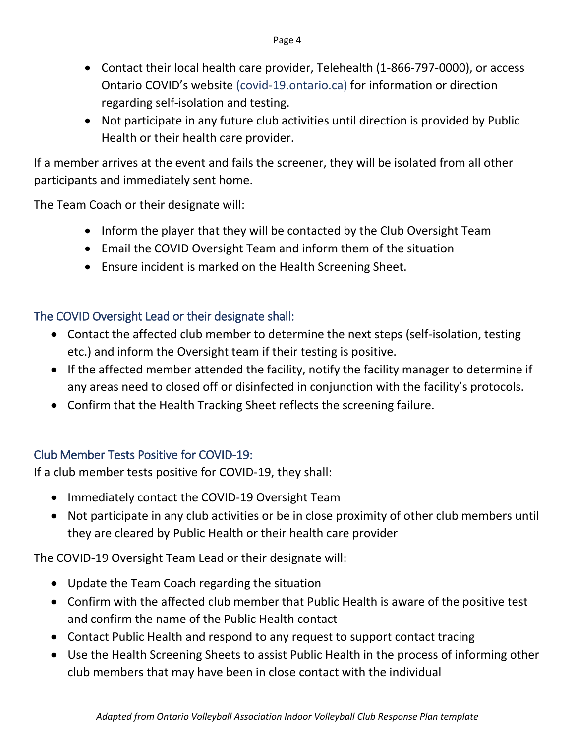- Contact their local health care provider, Telehealth (1-866-797-0000), or access Ontario COVID's website (covid-19.ontario.ca) for information or direction regarding self-isolation and testing.
- Not participate in any future club activities until direction is provided by Public Health or their health care provider.

If a member arrives at the event and fails the screener, they will be isolated from all other participants and immediately sent home.

The Team Coach or their designate will:

- Inform the player that they will be contacted by the Club Oversight Team
- Email the COVID Oversight Team and inform them of the situation
- Ensure incident is marked on the Health Screening Sheet.

## The COVID Oversight Lead or their designate shall:

- Contact the affected club member to determine the next steps (self-isolation, testing etc.) and inform the Oversight team if their testing is positive.
- If the affected member attended the facility, notify the facility manager to determine if any areas need to closed off or disinfected in conjunction with the facility's protocols.
- Confirm that the Health Tracking Sheet reflects the screening failure.

## Club Member Tests Positive for COVID-19:

If a club member tests positive for COVID-19, they shall:

- Immediately contact the COVID-19 Oversight Team
- Not participate in any club activities or be in close proximity of other club members until they are cleared by Public Health or their health care provider

The COVID-19 Oversight Team Lead or their designate will:

- Update the Team Coach regarding the situation
- Confirm with the affected club member that Public Health is aware of the positive test and confirm the name of the Public Health contact
- Contact Public Health and respond to any request to support contact tracing
- Use the Health Screening Sheets to assist Public Health in the process of informing other club members that may have been in close contact with the individual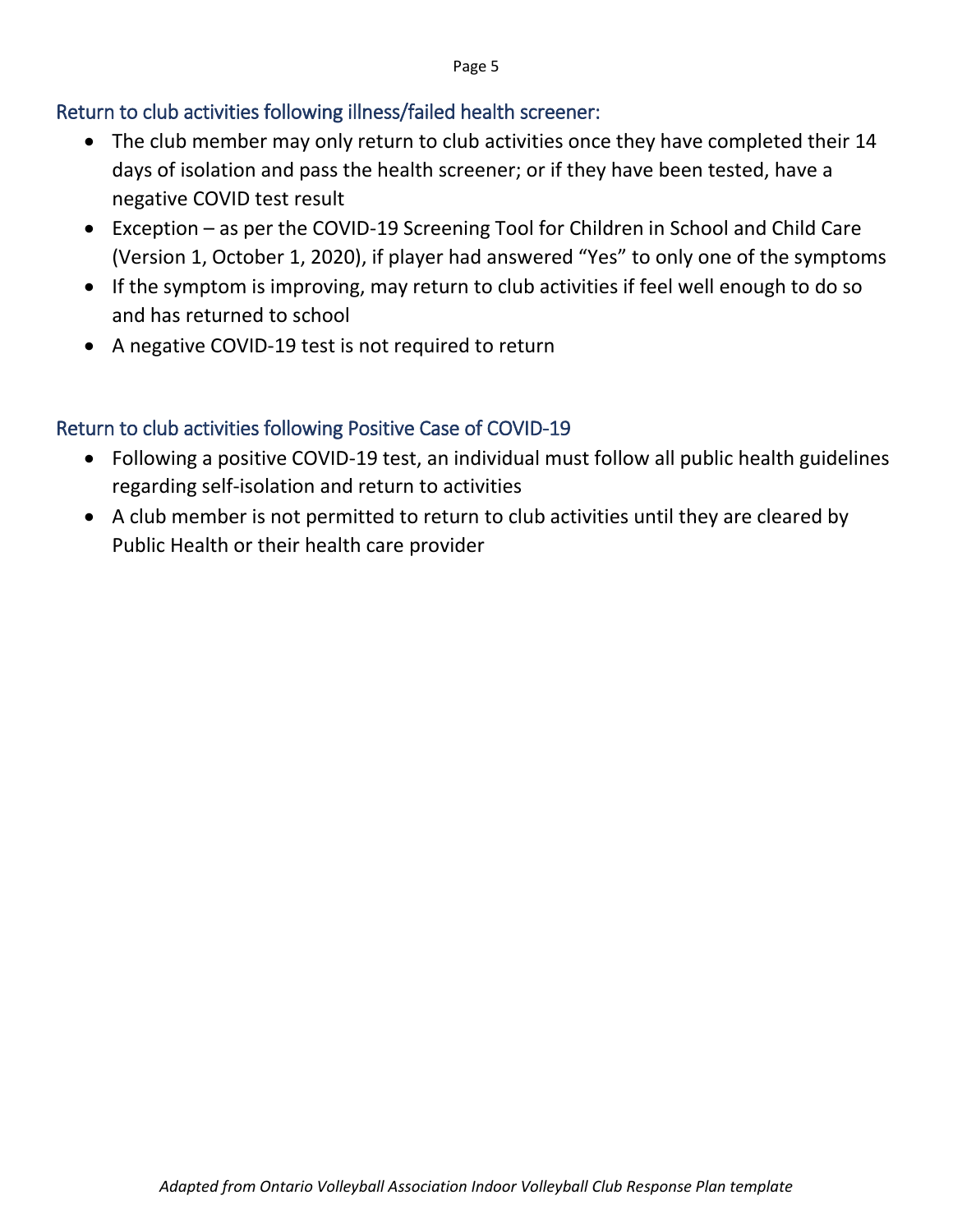## Return to club activities following illness/failed health screener:

- The club member may only return to club activities once they have completed their 14 days of isolation and pass the health screener; or if they have been tested, have a negative COVID test result
- Exception – as per the COVID-19 Screening Tool for Children in School and Child Care (Version 1, October 1, 2020), if player had answered "Yes" to only one of the symptoms
- If the symptom is improving, may return to club activities if feel well enough to do so and has returned to school
- A negative COVID-19 test is not required to return

## Return to club activities following Positive Case of COVID-19

- Following a positive COVID-19 test, an individual must follow all public health guidelines regarding self-isolation and return to activities
- A club member is not permitted to return to club activities until they are cleared by Public Health or their health care provider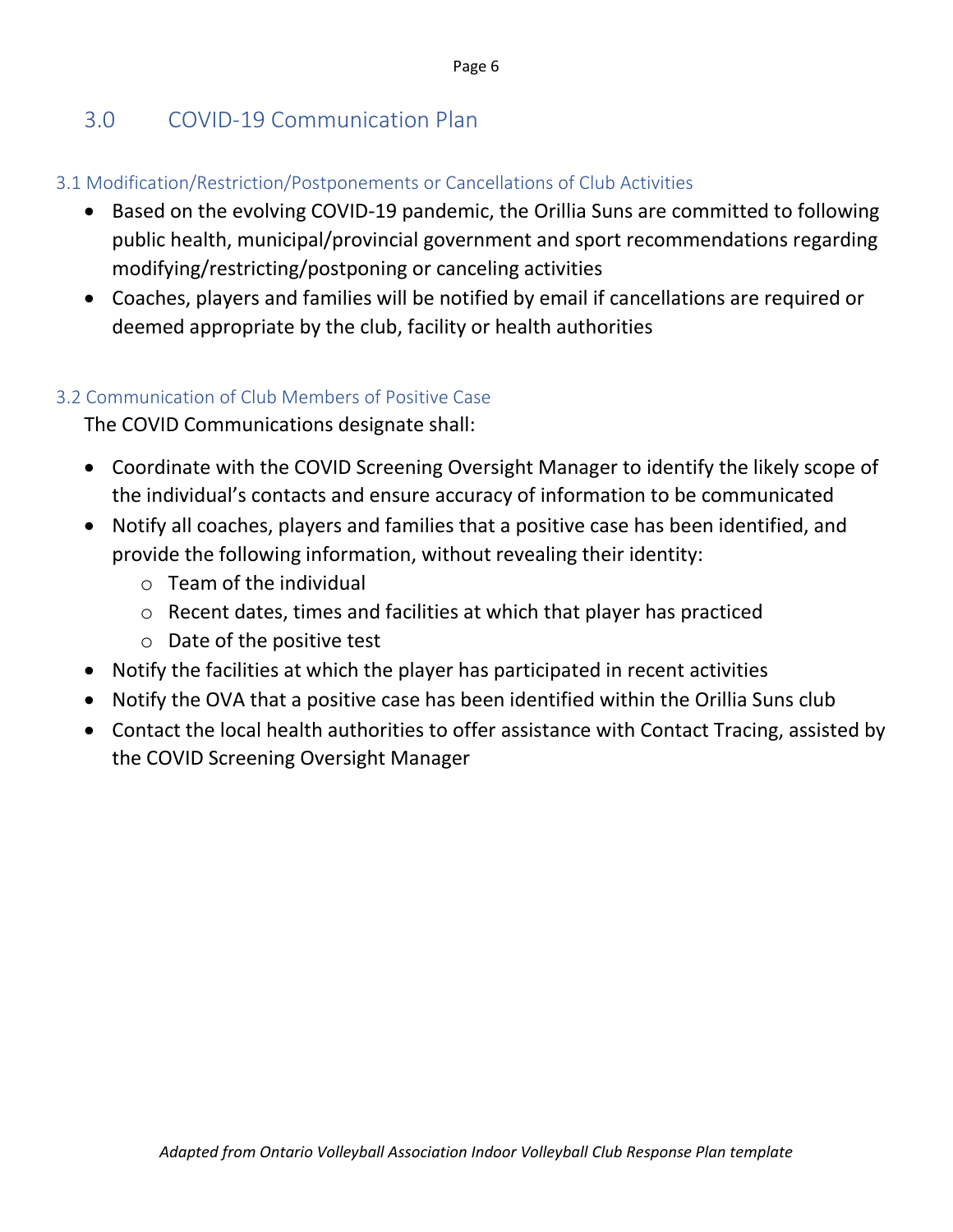## 3.0 COVID-19 Communication Plan

### 3.1 Modification/Restriction/Postponements or Cancellations of Club Activities

- Based on the evolving COVID-19 pandemic, the Orillia Suns are committed to following public health, municipal/provincial government and sport recommendations regarding modifying/restricting/postponing or canceling activities
- Coaches, players and families will be notified by email if cancellations are required or deemed appropriate by the club, facility or health authorities

### 3.2 Communication of Club Members of Positive Case

The COVID Communications designate shall:

- Coordinate with the COVID Screening Oversight Manager to identify the likely scope of the individual's contacts and ensure accuracy of information to be communicated
- Notify all coaches, players and families that a positive case has been identified, and provide the following information, without revealing their identity:
  - Team of the individual
  - Recent dates, times and facilities at which that player has practiced
  - Date of the positive test
- Notify the facilities at which the player has participated in recent activities
- Notify the OVA that a positive case has been identified within the Orillia Suns club
- Contact the local health authorities to offer assistance with Contact Tracing, assisted by the COVID Screening Oversight Manager

*Adapted from Ontario Volleyball Association Indoor Volleyball Club Response Plan template*